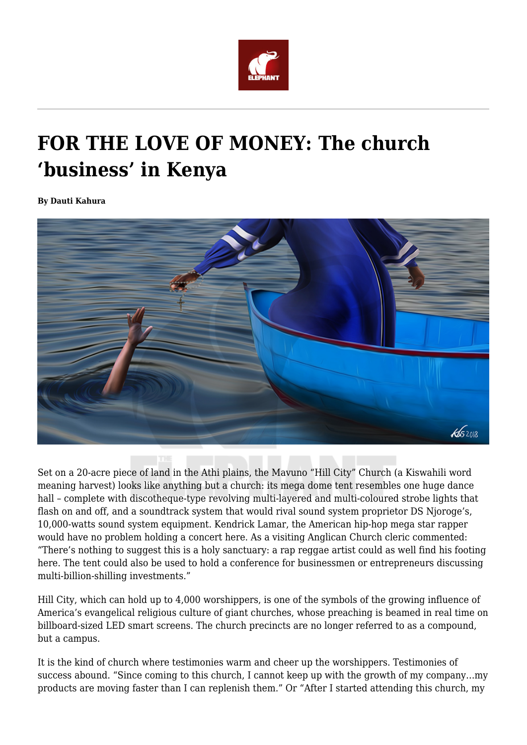# FOR THE LOVE OF MONEY: The church 'business' in Kenya

**By Dauti Kahura**

Set on a 20-acre piece of land in the Athi plains, the Mavuno "Hill City" Church (a Kiswahili word meaning harvest) looks like anything but a church: its mega dome tent resembles one huge dance hall – complete with discotheque-type revolving multi-layered and multi-coloured strobe lights that flash on and off, and a soundtrack system that would rival sound system proprietor DS Njoroge's, 10,000-watts sound system equipment. Kendrick Lamar, the American hip-hop mega star rapper would have no problem holding a concert here. As a visiting Anglican Church cleric commented: "There's nothing to suggest this is a holy sanctuary: a rap reggae artist could as well find his footing here. The tent could also be used to hold a conference for businessmen or entrepreneurs discussing multi-billion-shilling investments."

Hill City, which can hold up to 4,000 worshippers, is one of the symbols of the growing influence of America's evangelical religious culture of giant churches, whose preaching is beamed in real time on billboard-sized LED smart screens. The church precincts are no longer referred to as a compound, but a campus.

It is the kind of church where testimonies warm and cheer up the worshippers. Testimonies of success abound. "Since coming to this church, I cannot keep up with the growth of my company...my products are moving faster than I can replenish them." Or "After I started attending this church, my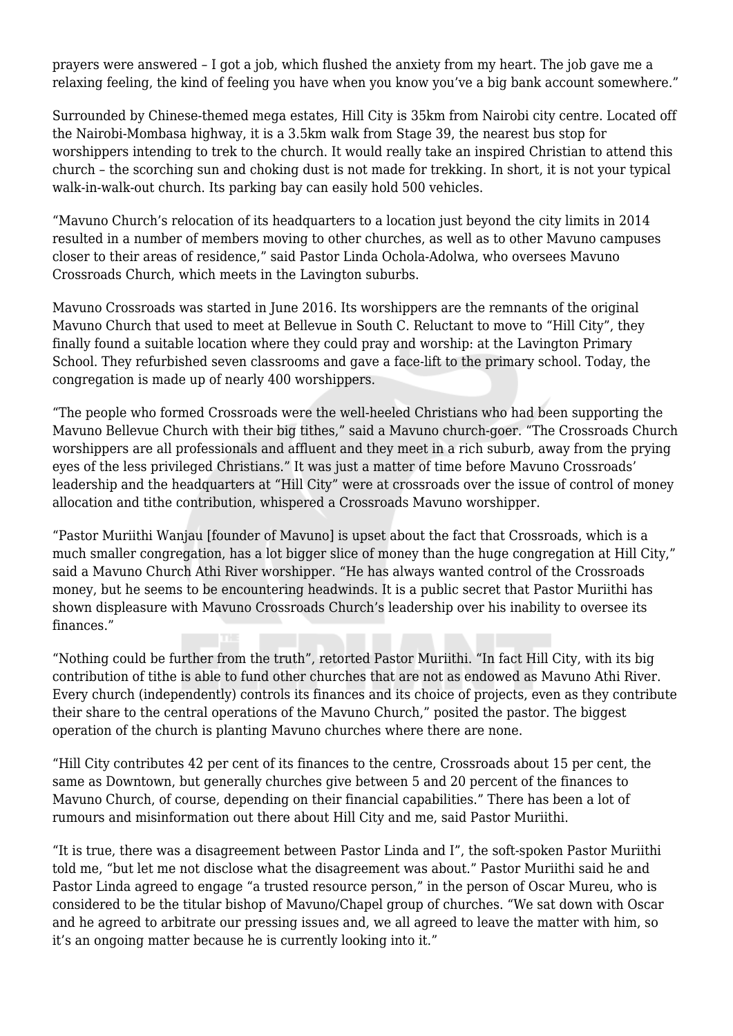prayers were answered – I got a job, which flushed the anxiety from my heart. The job gave me a relaxing feeling, the kind of feeling you have when you know you've a big bank account somewhere."

Surrounded by Chinese-themed mega estates, Hill City is 35km from Nairobi city centre. Located off the Nairobi-Mombasa highway, it is a 3.5km walk from Stage 39, the nearest bus stop for worshippers intending to trek to the church. It would really take an inspired Christian to attend this church – the scorching sun and choking dust is not made for trekking. In short, it is not your typical walk-in-walk-out church. Its parking bay can easily hold 500 vehicles.

"Mavuno Church's relocation of its headquarters to a location just beyond the city limits in 2014 resulted in a number of members moving to other churches, as well as to other Mavuno campuses closer to their areas of residence," said Pastor Linda Ochola-Adolwa, who oversees Mavuno Crossroads Church, which meets in the Lavington suburbs.

Mavuno Crossroads was started in June 2016. Its worshippers are the remnants of the original Mavuno Church that used to meet at Bellevue in South C. Reluctant to move to "Hill City", they finally found a suitable location where they could pray and worship: at the Lavington Primary School. They refurbished seven classrooms and gave a face-lift to the primary school. Today, the congregation is made up of nearly 400 worshippers.

"The people who formed Crossroads were the well-heeled Christians who had been supporting the Mavuno Bellevue Church with their big tithes," said a Mavuno church-goer. "The Crossroads Church worshippers are all professionals and affluent and they meet in a rich suburb, away from the prying eyes of the less privileged Christians." It was just a matter of time before Mavuno Crossroads' leadership and the headquarters at "Hill City" were at crossroads over the issue of control of money allocation and tithe contribution, whispered a Crossroads Mavuno worshipper.

"Pastor Muriithi Wanjau [founder of Mavuno] is upset about the fact that Crossroads, which is a much smaller congregation, has a lot bigger slice of money than the huge congregation at Hill City," said a Mavuno Church Athi River worshipper. "He has always wanted control of the Crossroads money, but he seems to be encountering headwinds. It is a public secret that Pastor Muriithi has shown displeasure with Mavuno Crossroads Church's leadership over his inability to oversee its finances."

"Nothing could be further from the truth", retorted Pastor Muriithi. "In fact Hill City, with its big contribution of tithe is able to fund other churches that are not as endowed as Mavuno Athi River. Every church (independently) controls its finances and its choice of projects, even as they contribute their share to the central operations of the Mavuno Church," posited the pastor. The biggest operation of the church is planting Mavuno churches where there are none.

"Hill City contributes 42 per cent of its finances to the centre, Crossroads about 15 per cent, the same as Downtown, but generally churches give between 5 and 20 percent of the finances to Mavuno Church, of course, depending on their financial capabilities." There has been a lot of rumours and misinformation out there about Hill City and me, said Pastor Muriithi.

"It is true, there was a disagreement between Pastor Linda and I", the soft-spoken Pastor Muriithi told me, "but let me not disclose what the disagreement was about." Pastor Muriithi said he and Pastor Linda agreed to engage "a trusted resource person," in the person of Oscar Mureu, who is considered to be the titular bishop of Mavuno/Chapel group of churches. "We sat down with Oscar and he agreed to arbitrate our pressing issues and, we all agreed to leave the matter with him, so it's an ongoing matter because he is currently looking into it."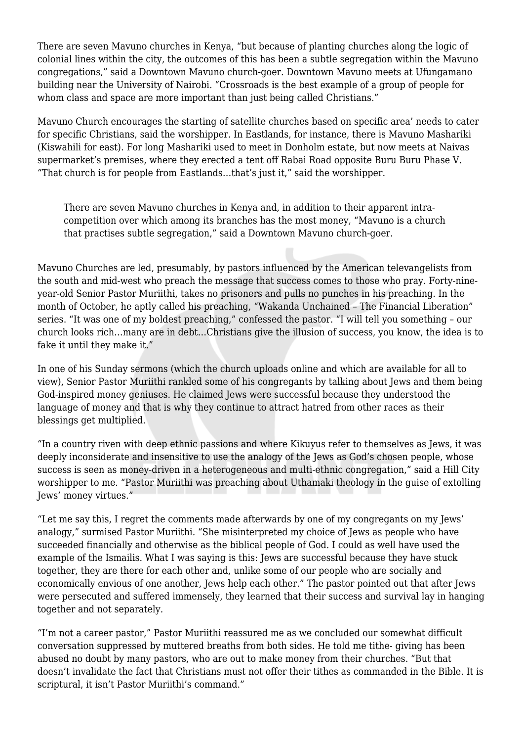There are seven Mavuno churches in Kenya, "but because of planting churches along the logic of colonial lines within the city, the outcomes of this has been a subtle segregation within the Mavuno congregations," said a Downtown Mavuno church-goer. Downtown Mavuno meets at Ufungamano building near the University of Nairobi. "Crossroads is the best example of a group of people for whom class and space are more important than just being called Christians."

Mavuno Church encourages the starting of satellite churches based on specific area' needs to cater for specific Christians, said the worshipper. In Eastlands, for instance, there is Mavuno Mashariki (Kiswahili for east). For long Mashariki used to meet in Donholm estate, but now meets at Naivas supermarket's premises, where they erected a tent off Rabai Road opposite Buru Buru Phase V. "That church is for people from Eastlands…that's just it," said the worshipper.

> There are seven Mavuno churches in Kenya and, in addition to their apparent intra-competition over which among its branches has the most money, "Mavuno is a church that practises subtle segregation," said a Downtown Mavuno church-goer.

Mavuno Churches are led, presumably, by pastors influenced by the American televangelists from the south and mid-west who preach the message that success comes to those who pray. Forty-nine-year-old Senior Pastor Muriithi, takes no prisoners and pulls no punches in his preaching. In the month of October, he aptly called his preaching, "Wakanda Unchained – The Financial Liberation" series. "It was one of my boldest preaching," confessed the pastor. "I will tell you something – our church looks rich…many are in debt…Christians give the illusion of success, you know, the idea is to fake it until they make it."

In one of his Sunday sermons (which the church uploads online and which are available for all to view), Senior Pastor Muriithi rankled some of his congregants by talking about Jews and them being God-inspired money geniuses. He claimed Jews were successful because they understood the language of money and that is why they continue to attract hatred from other races as their blessings get multiplied.

"In a country riven with deep ethnic passions and where Kikuyus refer to themselves as Jews, it was deeply inconsiderate and insensitive to use the analogy of the Jews as God's chosen people, whose success is seen as money-driven in a heterogeneous and multi-ethnic congregation," said a Hill City worshipper to me. "Pastor Muriithi was preaching about Uthamaki theology in the guise of extolling Jews' money virtues."

"Let me say this, I regret the comments made afterwards by one of my congregants on my Jews' analogy," surmised Pastor Muriithi. "She misinterpreted my choice of Jews as people who have succeeded financially and otherwise as the biblical people of God. I could as well have used the example of the Ismailis. What I was saying is this: Jews are successful because they have stuck together, they are there for each other and, unlike some of our people who are socially and economically envious of one another, Jews help each other." The pastor pointed out that after Jews were persecuted and suffered immensely, they learned that their success and survival lay in hanging together and not separately.

"I'm not a career pastor," Pastor Muriithi reassured me as we concluded our somewhat difficult conversation suppressed by muttered breaths from both sides. He told me tithe- giving has been abused no doubt by many pastors, who are out to make money from their churches. "But that doesn't invalidate the fact that Christians must not offer their tithes as commanded in the Bible. It is scriptural, it isn't Pastor Muriithi's command."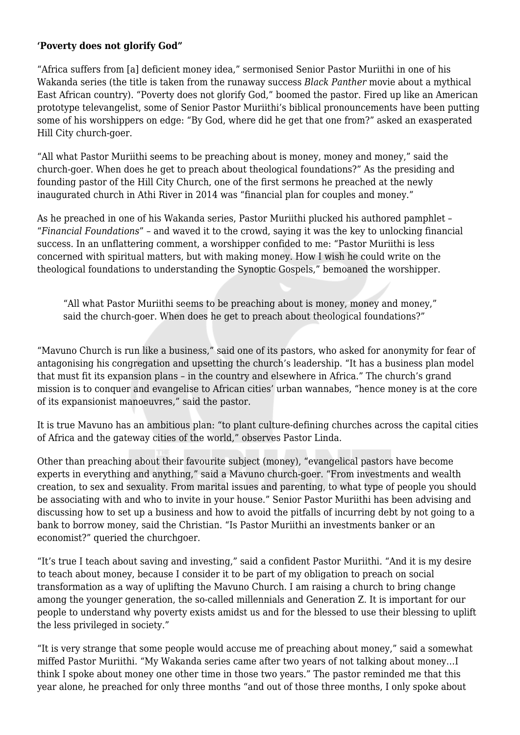**'Poverty does not glorify God"**

"Africa suffers from [a] deficient money idea," sermonised Senior Pastor Muriithi in one of his Wakanda series (the title is taken from the runaway success *Black Panther* movie about a mythical East African country). "Poverty does not glorify God," boomed the pastor. Fired up like an American prototype televangelist, some of Senior Pastor Muriithi's biblical pronouncements have been putting some of his worshippers on edge: "By God, where did he get that one from?" asked an exasperated Hill City church-goer.

"All what Pastor Muriithi seems to be preaching about is money, money and money," said the church-goer. When does he get to preach about theological foundations?" As the presiding and founding pastor of the Hill City Church, one of the first sermons he preached at the newly inaugurated church in Athi River in 2014 was "financial plan for couples and money."

As he preached in one of his Wakanda series, Pastor Muriithi plucked his authored pamphlet – "*Financial Foundations*" – and waved it to the crowd, saying it was the key to unlocking financial success. In an unflattering comment, a worshipper confided to me: "Pastor Muriithi is less concerned with spiritual matters, but with making money. How I wish he could write on the theological foundations to understanding the Synoptic Gospels," bemoaned the worshipper.

> "All what Pastor Muriithi seems to be preaching about is money, money and money," said the church-goer. When does he get to preach about theological foundations?"

"Mavuno Church is run like a business," said one of its pastors, who asked for anonymity for fear of antagonising his congregation and upsetting the church's leadership. "It has a business plan model that must fit its expansion plans – in the country and elsewhere in Africa." The church's grand mission is to conquer and evangelise to African cities' urban wannabes, "hence money is at the core of its expansionist manoeuvres," said the pastor.

It is true Mavuno has an ambitious plan: "to plant culture-defining churches across the capital cities of Africa and the gateway cities of the world," observes Pastor Linda.

Other than preaching about their favourite subject (money), "evangelical pastors have become experts in everything and anything," said a Mavuno church-goer. "From investments and wealth creation, to sex and sexuality. From marital issues and parenting, to what type of people you should be associating with and who to invite in your house." Senior Pastor Muriithi has been advising and discussing how to set up a business and how to avoid the pitfalls of incurring debt by not going to a bank to borrow money, said the Christian. "Is Pastor Muriithi an investments banker or an economist?" queried the churchgoer.

"It's true I teach about saving and investing," said a confident Pastor Muriithi. "And it is my desire to teach about money, because I consider it to be part of my obligation to preach on social transformation as a way of uplifting the Mavuno Church. I am raising a church to bring change among the younger generation, the so-called millennials and Generation Z. It is important for our people to understand why poverty exists amidst us and for the blessed to use their blessing to uplift the less privileged in society."

"It is very strange that some people would accuse me of preaching about money," said a somewhat miffed Pastor Muriithi. "My Wakanda series came after two years of not talking about money…I think I spoke about money one other time in those two years." The pastor reminded me that this year alone, he preached for only three months "and out of those three months, I only spoke about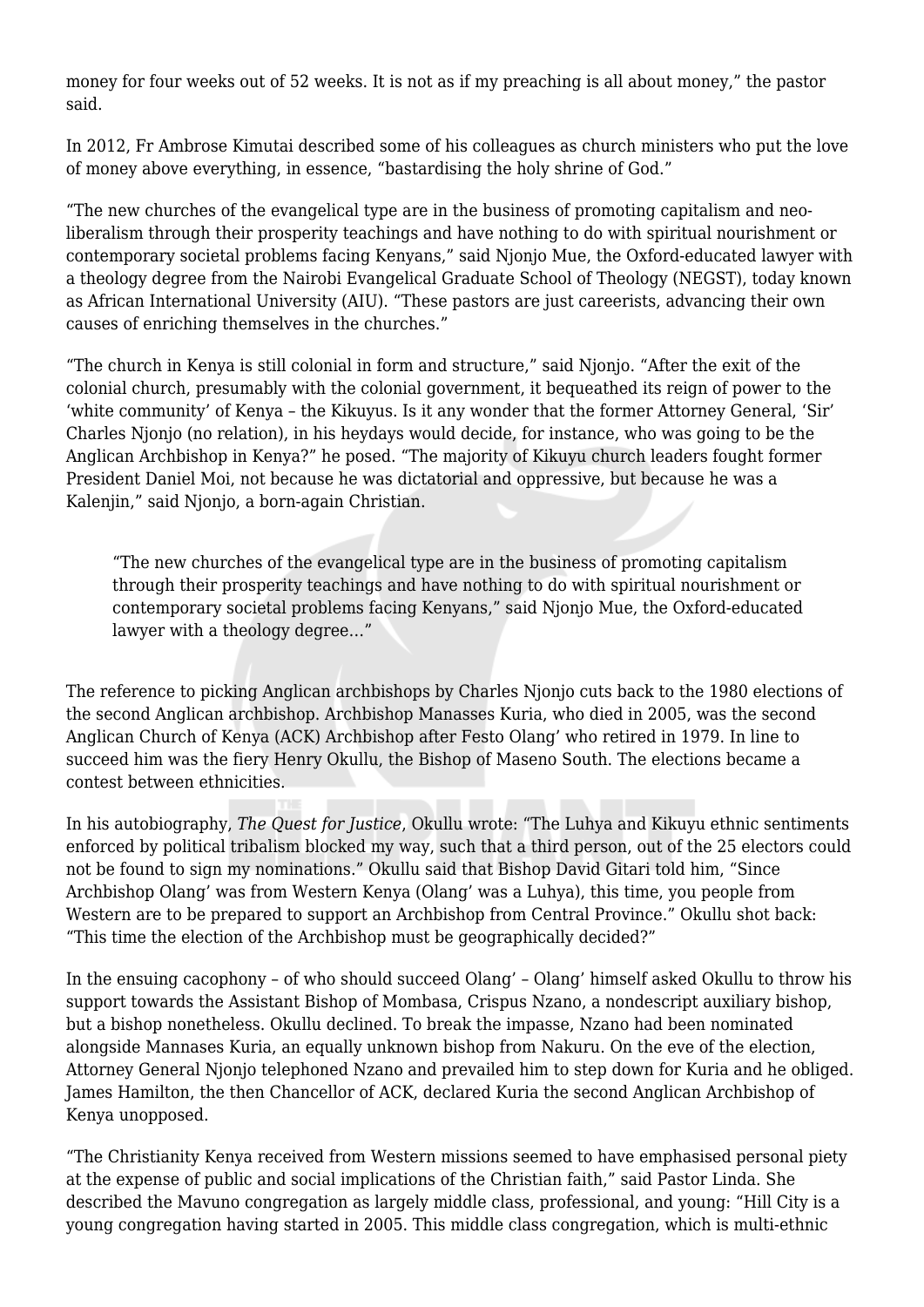money for four weeks out of 52 weeks. It is not as if my preaching is all about money," the pastor said.

In 2012, Fr Ambrose Kimutai described some of his colleagues as church ministers who put the love of money above everything, in essence, "bastardising the holy shrine of God."

"The new churches of the evangelical type are in the business of promoting capitalism and neo-liberalism through their prosperity teachings and have nothing to do with spiritual nourishment or contemporary societal problems facing Kenyans," said Njonjo Mue, the Oxford-educated lawyer with a theology degree from the Nairobi Evangelical Graduate School of Theology (NEGST), today known as African International University (AIU). "These pastors are just careerists, advancing their own causes of enriching themselves in the churches."

"The church in Kenya is still colonial in form and structure," said Njonjo. "After the exit of the colonial church, presumably with the colonial government, it bequeathed its reign of power to the 'white community' of Kenya – the Kikuyus. Is it any wonder that the former Attorney General, 'Sir' Charles Njonjo (no relation), in his heydays would decide, for instance, who was going to be the Anglican Archbishop in Kenya?" he posed. "The majority of Kikuyu church leaders fought former President Daniel Moi, not because he was dictatorial and oppressive, but because he was a Kalenjin," said Njonjo, a born-again Christian.

> "The new churches of the evangelical type are in the business of promoting capitalism through their prosperity teachings and have nothing to do with spiritual nourishment or contemporary societal problems facing Kenyans," said Njonjo Mue, the Oxford-educated lawyer with a theology degree..."

The reference to picking Anglican archbishops by Charles Njonjo cuts back to the 1980 elections of the second Anglican archbishop. Archbishop Manasses Kuria, who died in 2005, was the second Anglican Church of Kenya (ACK) Archbishop after Festo Olang' who retired in 1979. In line to succeed him was the fiery Henry Okullu, the Bishop of Maseno South. The elections became a contest between ethnicities.

In his autobiography, *The Quest for Justice*, Okullu wrote: "The Luhya and Kikuyu ethnic sentiments enforced by political tribalism blocked my way, such that a third person, out of the 25 electors could not be found to sign my nominations." Okullu said that Bishop David Gitari told him, "Since Archbishop Olang' was from Western Kenya (Olang' was a Luhya), this time, you people from Western are to be prepared to support an Archbishop from Central Province." Okullu shot back: "This time the election of the Archbishop must be geographically decided?"

In the ensuing cacophony – of who should succeed Olang' – Olang' himself asked Okullu to throw his support towards the Assistant Bishop of Mombasa, Crispus Nzano, a nondescript auxiliary bishop, but a bishop nonetheless. Okullu declined. To break the impasse, Nzano had been nominated alongside Mannases Kuria, an equally unknown bishop from Nakuru. On the eve of the election, Attorney General Njonjo telephoned Nzano and prevailed him to step down for Kuria and he obliged. James Hamilton, the then Chancellor of ACK, declared Kuria the second Anglican Archbishop of Kenya unopposed.

"The Christianity Kenya received from Western missions seemed to have emphasised personal piety at the expense of public and social implications of the Christian faith," said Pastor Linda. She described the Mavuno congregation as largely middle class, professional, and young: "Hill City is a young congregation having started in 2005. This middle class congregation, which is multi-ethnic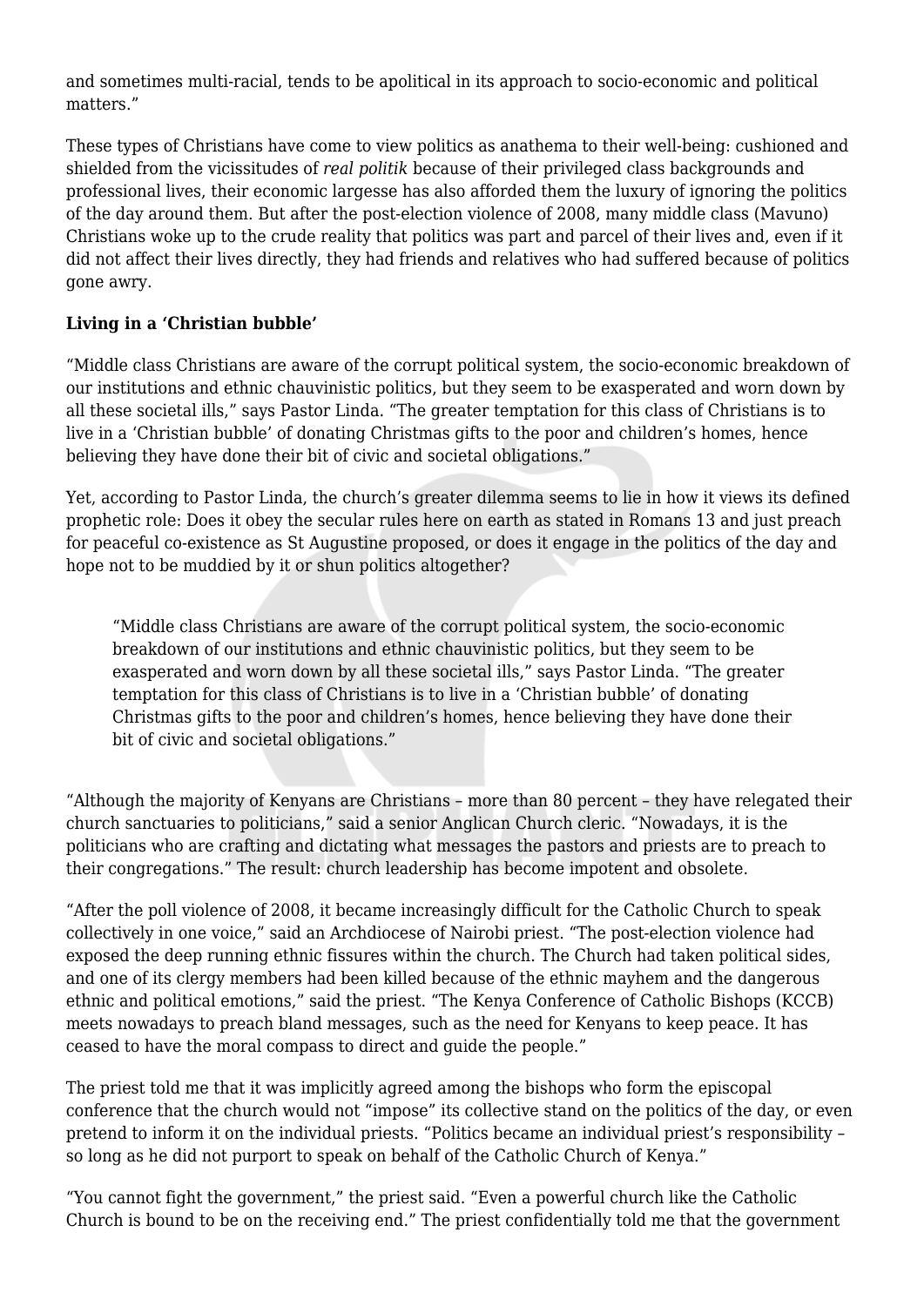and sometimes multi-racial, tends to be apolitical in its approach to socio-economic and political matters."

These types of Christians have come to view politics as anathema to their well-being: cushioned and shielded from the vicissitudes of *real politik* because of their privileged class backgrounds and professional lives, their economic largesse has also afforded them the luxury of ignoring the politics of the day around them. But after the post-election violence of 2008, many middle class (Mavuno) Christians woke up to the crude reality that politics was part and parcel of their lives and, even if it did not affect their lives directly, they had friends and relatives who had suffered because of politics gone awry.

**Living in a 'Christian bubble'**

"Middle class Christians are aware of the corrupt political system, the socio-economic breakdown of our institutions and ethnic chauvinistic politics, but they seem to be exasperated and worn down by all these societal ills," says Pastor Linda. "The greater temptation for this class of Christians is to live in a 'Christian bubble' of donating Christmas gifts to the poor and children's homes, hence believing they have done their bit of civic and societal obligations."

Yet, according to Pastor Linda, the church's greater dilemma seems to lie in how it views its defined prophetic role: Does it obey the secular rules here on earth as stated in Romans 13 and just preach for peaceful co-existence as St Augustine proposed, or does it engage in the politics of the day and hope not to be muddied by it or shun politics altogether?

> "Middle class Christians are aware of the corrupt political system, the socio-economic breakdown of our institutions and ethnic chauvinistic politics, but they seem to be exasperated and worn down by all these societal ills," says Pastor Linda. "The greater temptation for this class of Christians is to live in a 'Christian bubble' of donating Christmas gifts to the poor and children's homes, hence believing they have done their bit of civic and societal obligations."

"Although the majority of Kenyans are Christians – more than 80 percent – they have relegated their church sanctuaries to politicians," said a senior Anglican Church cleric. "Nowadays, it is the politicians who are crafting and dictating what messages the pastors and priests are to preach to their congregations." The result: church leadership has become impotent and obsolete.

"After the poll violence of 2008, it became increasingly difficult for the Catholic Church to speak collectively in one voice," said an Archdiocese of Nairobi priest. "The post-election violence had exposed the deep running ethnic fissures within the church. The Church had taken political sides, and one of its clergy members had been killed because of the ethnic mayhem and the dangerous ethnic and political emotions," said the priest. "The Kenya Conference of Catholic Bishops (KCCB) meets nowadays to preach bland messages, such as the need for Kenyans to keep peace. It has ceased to have the moral compass to direct and guide the people."

The priest told me that it was implicitly agreed among the bishops who form the episcopal conference that the church would not "impose" its collective stand on the politics of the day, or even pretend to inform it on the individual priests. "Politics became an individual priest's responsibility – so long as he did not purport to speak on behalf of the Catholic Church of Kenya."

"You cannot fight the government," the priest said. "Even a powerful church like the Catholic Church is bound to be on the receiving end." The priest confidentially told me that the government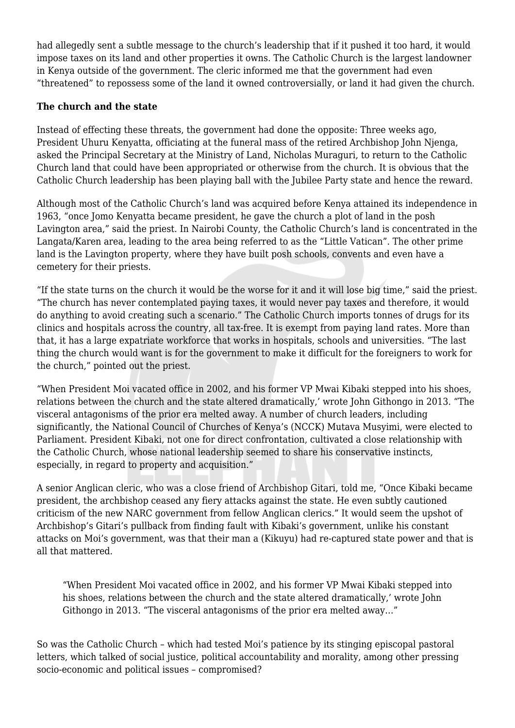had allegedly sent a subtle message to the church's leadership that if it pushed it too hard, it would impose taxes on its land and other properties it owns. The Catholic Church is the largest landowner in Kenya outside of the government. The cleric informed me that the government had even "threatened" to repossess some of the land it owned controversially, or land it had given the church.

**The church and the state**

Instead of effecting these threats, the government had done the opposite: Three weeks ago, President Uhuru Kenyatta, officiating at the funeral mass of the retired Archbishop John Njenga, asked the Principal Secretary at the Ministry of Land, Nicholas Muraguri, to return to the Catholic Church land that could have been appropriated or otherwise from the church. It is obvious that the Catholic Church leadership has been playing ball with the Jubilee Party state and hence the reward.

Although most of the Catholic Church's land was acquired before Kenya attained its independence in 1963, "once Jomo Kenyatta became president, he gave the church a plot of land in the posh Lavington area," said the priest. In Nairobi County, the Catholic Church's land is concentrated in the Langata/Karen area, leading to the area being referred to as the "Little Vatican". The other prime land is the Lavington property, where they have built posh schools, convents and even have a cemetery for their priests.

"If the state turns on the church it would be the worse for it and it will lose big time," said the priest. "The church has never contemplated paying taxes, it would never pay taxes and therefore, it would do anything to avoid creating such a scenario." The Catholic Church imports tonnes of drugs for its clinics and hospitals across the country, all tax-free. It is exempt from paying land rates. More than that, it has a large expatriate workforce that works in hospitals, schools and universities. "The last thing the church would want is for the government to make it difficult for the foreigners to work for the church," pointed out the priest.

"When President Moi vacated office in 2002, and his former VP Mwai Kibaki stepped into his shoes, relations between the church and the state altered dramatically,' wrote John Githongo in 2013. "The visceral antagonisms of the prior era melted away. A number of church leaders, including significantly, the National Council of Churches of Kenya's (NCCK) Mutava Musyimi, were elected to Parliament. President Kibaki, not one for direct confrontation, cultivated a close relationship with the Catholic Church, whose national leadership seemed to share his conservative instincts, especially, in regard to property and acquisition."

A senior Anglican cleric, who was a close friend of Archbishop Gitari, told me, "Once Kibaki became president, the archbishop ceased any fiery attacks against the state. He even subtly cautioned criticism of the new NARC government from fellow Anglican clerics." It would seem the upshot of Archbishop's Gitari's pullback from finding fault with Kibaki's government, unlike his constant attacks on Moi's government, was that their man a (Kikuyu) had re-captured state power and that is all that mattered.

> "When President Moi vacated office in 2002, and his former VP Mwai Kibaki stepped into his shoes, relations between the church and the state altered dramatically,' wrote John Githongo in 2013. "The visceral antagonisms of the prior era melted away…"

So was the Catholic Church – which had tested Moi's patience by its stinging episcopal pastoral letters, which talked of social justice, political accountability and morality, among other pressing socio-economic and political issues – compromised?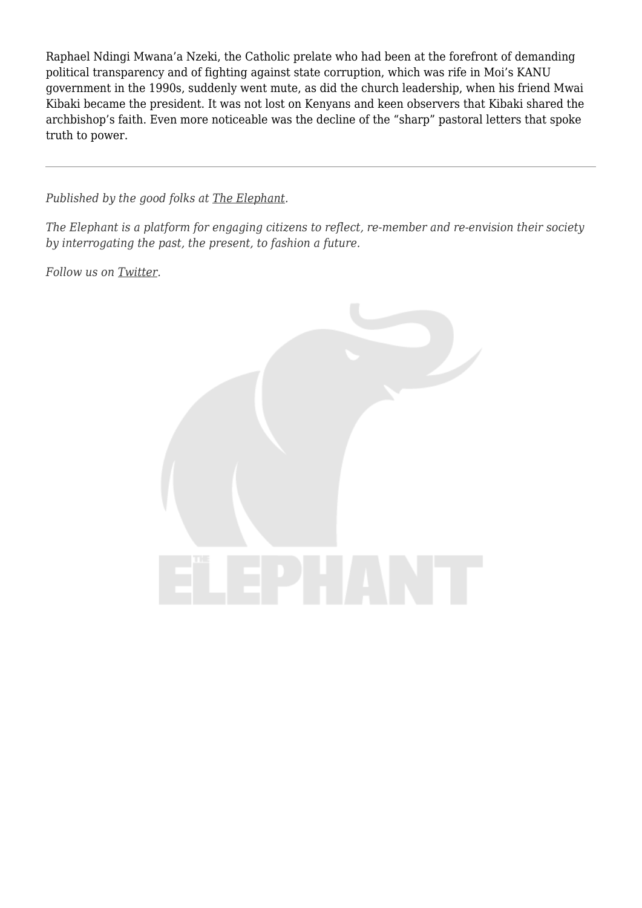Raphael Ndingi Mwana'a Nzeki, the Catholic prelate who had been at the forefront of demanding political transparency and of fighting against state corruption, which was rife in Moi's KANU government in the 1990s, suddenly went mute, as did the church leadership, when his friend Mwai Kibaki became the president. It was not lost on Kenyans and keen observers that Kibaki shared the archbishop's faith. Even more noticeable was the decline of the "sharp" pastoral letters that spoke truth to power.

---

*Published by the good folks at The Elephant.*

*The Elephant is a platform for engaging citizens to reflect, re-member and re-envision their society by interrogating the past, the present, to fashion a future.*

*Follow us on Twitter.*